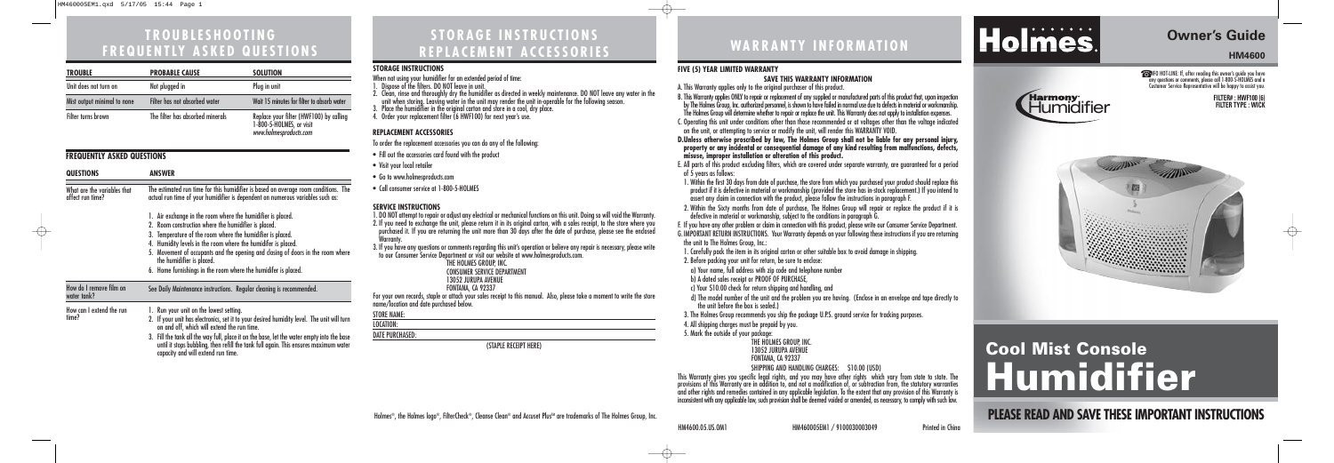# TROUBLESHOOTING FREQUENTLY ASKED QUESTIONS

| TROUBLE | PROBABLE CAUSE | SOLUTION |
|---|---|---|
| Unit does not turn on | Not plugged in | Plug in unit |
| Mist output minimal to none | Filter has not absorbed water | Wait 15 minutes for filter to absorb water |
| Filter turns brown | The filter has absorbed minerals | Replace your filter (HWF100) by calling 1-800-5-HOLMES, or visit *www.holmesproducts.com* |

## FREQUENTLY ASKED QUESTIONS

| QUESTIONS | ANSWER |
|---|---|
| What are the variables that affect run time? | The estimated run time for this humidifier is based on average room conditions. The actual run time of your humidifier is dependent on numerous variables such as: 1. Air exchange in the room where the humidifier is placed. 2. Room construction where the humidifier is placed. 3. Temperature of the room where the humidifier is placed. 4. Humidity levels in the room where the humidifier is placed. 5. Movement of occupants and the opening and closing of doors in the room where the humidifier is placed. 6. Home furnishings in the room where the humidifier is placed. |
| How do I remove film on water tank? | See Daily Maintenance instructions. Regular cleaning is recommended. |
| How can I extend the run time? | 1. Run your unit on the lowest setting. 2. If your unit has electronics, set it to your desired humidity level. The unit will turn on and off, which will extend the run time. 3. Fill the tank all the way full, place it on the base, let the water empty into the base until it stops bubbling, then refill the tank full again. This ensures maximum water capacity and will extend run time. |

# STORAGE INSTRUCTIONS REPLACEMENT ACCESSORIES

## STORAGE INSTRUCTIONS

When not using your humidifier for an extended period of time:

1. Dispose of the filters. DO NOT leave in unit.
2. Clean, rinse and thoroughly dry the humidifier as directed in weekly maintenance. DO NOT leave any water in the unit when storing. Leaving water in the unit may render the unit in-operable for the following season.
3. Place the humidifier in the original carton and store in a cool, dry place.
4. Order your replacement filter (6 HWF100) for next year's use.

## REPLACEMENT ACCESSORIES

To order the replacement accessories you can do any of the following:

- Fill out the accessories card found with the product
- Visit your local retailer
- Go to www.holmesproducts.com
- Call consumer service at 1-800-5-HOLMES

## SERVICE INSTRUCTIONS

1. DO NOT attempt to repair or adjust any electrical or mechanical functions on this unit. Doing so will void the Warranty.
2. If you need to exchange the unit, please return it in its original carton, with a sales receipt, to the store where you purchased it. If you are returning the unit more than 30 days after the date of purchase, please see the enclosed Warranty.
3. If you have any questions or comments regarding this unit's operation or believe any repair is necessary, please write to our Consumer Service Department or visit our website at www.holmesproducts.com.

THE HOLMES GROUP, INC.
CONSUMER SERVICE DEPARTMENT
13052 JURUPA AVENUE
FONTANA, CA 92337

For your own records, staple or attach your sales receipt to this manual. Also, please take a moment to write the store name/location and date purchased below.

STORE NAME:

LOCATION:

DATE PURCHASED:

(STAPLE RECEIPT HERE)

Holmes®, the Holmes logo®, FilterCheck®, Cleanse Clean® and Accuset Plus℠ are trademarks of The Holmes Group, Inc.

# WARRANTY INFORMATION

## FIVE (5) YEAR LIMITED WARRANTY

**SAVE THIS WARRANTY INFORMATION**

A. This Warranty applies only to the original purchaser of this product.

B. This Warranty applies ONLY to repair or replacement of any supplied or manufactured parts of this product that, upon inspection by The Holmes Group, Inc. authorized personnel, is shown to have failed in normal use due to defects in material or workmanship. The Holmes Group will determine whether to repair or replace the unit. This Warranty does not apply to installation expenses.

C. Operating this unit under conditions other than those recommended or at voltages other than the voltage indicated on the unit, or attempting to service or modify the unit, will render this WARRANTY VOID.

**D. Unless otherwise proscribed by law, The Holmes Group shall not be liable for any personal injury, property or any incidental or consequential damage of any kind resulting from malfunctions, defects, misuse, improper installation or alteration of this product.**

E. All parts of this product excluding filters, which are covered under separate warranty, are guaranteed for a period of 5 years as follows:

1. Within the first 30 days from date of purchase, the store from which you purchased your product should replace this product if it is defective in material or workmanship (provided the store has in-stock replacement.) If you intend to assert any claim in connection with the product, please follow the instructions in paragraph F.
2. Within the Sixty months from date of purchase, The Holmes Group will repair or replace the product if it is defective in material or workmanship, subject to the conditions in paragraph G.

F. If you have any other problem or claim in connection with this product, please write our Consumer Service Department.

G. IMPORTANT RETURN INSTRUCTIONS. Your Warranty depends on your following these instructions if you are returning the unit to The Holmes Group, Inc.:

1. Carefully pack the item in its original carton or other suitable box to avoid damage in shipping.
2. Before packing your unit for return, be sure to enclose:
   a) Your name, full address with zip code and telephone number
   b) A dated sales receipt or PROOF OF PURCHASE,
   c) Your $10.00 check for return shipping and handling, and
   d) The model number of the unit and the problem you are having. (Enclose in an envelope and tape directly to the unit before the box is sealed.)
3. The Holmes Group recommends you ship the package U.P.S. ground service for tracking purposes.
4. All shipping charges must be prepaid by you.
5. Mark the outside of your package:

THE HOLMES GROUP, INC.
13052 JURUPA AVENUE
FONTANA, CA 92337

SHIPPING AND HANDLING CHARGES: $10.00 (USD)

This Warranty gives you specific legal rights, and you may have other rights which vary from state to state. The provisions of this Warranty are in addition to, and not a modification of, or subtraction from, the statutory warranties and other rights and remedies contained in any applicable legislation. To the extent that any provision of this Warranty is inconsistent with any applicable law, such provision shall be deemed voided or amended, as necessary, to comply with such law.

HM4600.05.US.OM1 HM46005EM1 / 9100030003049 Printed in China

# Holmes.

## Owner's Guide

**HM4600**

INFO HOT-LINE: If, after reading this owner's guide you have any questions or comments, please call 1-800-5-HOLMES and a Customer Service Representative will be happy to assist you.

Harmony Humidifier

FILTER# : HWF100 (6)
FILTER TYPE : WICK

# Cool Mist Console Humidifier

**PLEASE READ AND SAVE THESE IMPORTANT INSTRUCTIONS**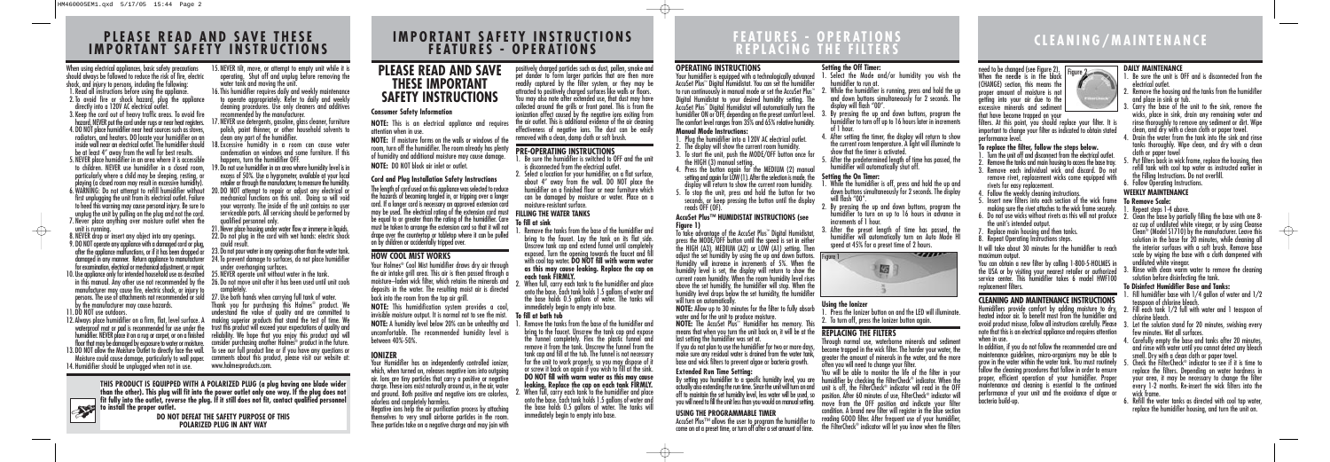# PLEASE READ AND SAVE THESE IMPORTANT SAFETY INSTRUCTIONS

When using electrical appliances, basic safety precautions should always be followed to reduce the risk of fire, electric shock, and injury to persons, including the following:

1. Read all instructions before using the appliance.
2. To avoid fire or shock hazard, plug the appliance directly into a 120V AC electrical outlet.
3. Keep the cord out of heavy traffic areas. To avoid fire hazard, NEVER put the cord under rugs or near heat registers.
4. DO NOT place humidifier near heat sources such as stoves, radiators, and heaters. DO locate your humidifier on an inside wall near an electrical outlet. The humidifier should be at least 4" away from the wall for best results.
5. NEVER place humidifier in an area where it is accessible to children. NEVER use humidifier in a closed room, particularly where a child may be sleeping, resting, or playing (a closed room may result in excessive humidity).
6. WARNING: Do not attempt to refill humidifier without first unplugging the unit from its electrical outlet. Failure to heed this warning may cause personal injury. Be sure to unplug the unit by pulling on the plug and not the cord.
7. Never place anything over moisture outlet when the unit is running.
8. NEVER drop or insert any object into any openings.
9. DO NOT operate any appliance with a damaged cord or plug, after the appliance malfunctions, or if it has been dropped or damaged in any manner. Return appliance to manufacturer for examination, electrical or mechanical adjustment, or repair.
10. Use appliance only for intended household use as described in this manual. Any other use not recommended by the manufacturer may cause fire, electric shock, or injury to persons. The use of attachments not recommended or sold by the manufacturer may cause hazards.
11. DO NOT use outdoors.
12. Always place humidifier on a firm, flat, level surface. A waterproof mat or pad is recommended for use under the humidifier. NEVER place it on a rug or carpet, or on a finished floor that may be damaged by exposure to water or moisture.
13. DO NOT allow the Moisture Outlet to directly face the wall. Moisture could cause damage, particularly to wall paper.
14. Humidifier should be unplugged when not in use.
15. NEVER tilt, move, or attempt to empty unit while it is operating. Shut off and unplug before removing the water tank and moving the unit.
16. This humidifier requires daily and weekly maintenance to operate appropriately. Refer to daily and weekly cleaning procedures. Use only cleaners and additives recommended by the manufacturer.
17. NEVER use detergents, gasoline, glass cleaner, furniture polish, paint thinner, or other household solvents to clean any part of the humidifier.
18. Excessive humidity in a room can cause water condensation on windows and some furniture. If this happens, turn the humidifier OFF.
19. Do not use humidifier in an area where humidity level is in excess of 50%. Use a Hygrometer, available at your local retailer or through the manufacturer, to measure the humidity.
20. DO NOT attempt to repair or adjust any electrical or mechanical functions on this unit. Doing so will void your warranty. The inside of the unit contains no user serviceable parts. All servicing should be performed by qualified personnel only.
21. Never place housing under water flow or immerse in liquids.
22. Do not plug in the cord with wet hands: electric shock could result.
23. Do not pour water in any openings other than the water tank.
24. To prevent damage to surfaces, do not place humidifier under overhanging surfaces.
25. NEVER operate unit without water in the tank.
26. Do not move unit after it has been used until unit cools completely.
27. Use both hands when carrying full tank of water.

Thank you for purchasing this Holmes® product. We understand the value of quality and are committed to making superior products that stand the test of time. We trust this product will exceed your expectations of quality and reliability. We hope that you enjoy this product and will consider purchasing another Holmes® product in the future. To see our full product line or if you have any questions or comments about this product, please visit our website at: www.holmesproducts.com.

**THIS PRODUCT IS EQUIPPED WITH A POLARIZED PLUG (a plug having one blade wider than the other). This plug will fit into the power outlet only one way. If the plug does not fit fully into the outlet, reverse the plug. If it still does not fit, contact qualified personnel to install the proper outlet.**

**DO NOT DEFEAT THE SAFETY PURPOSE OF THIS POLARIZED PLUG IN ANY WAY**

# IMPORTANT SAFETY INSTRUCTIONS FEATURES - OPERATIONS

## PLEASE READ AND SAVE THESE IMPORTANT SAFETY INSTRUCTIONS

### Consumer Safety Information

**NOTE:** This is an electrical appliance and requires attention when in use.

**NOTE:** If moisture forms on the walls or windows of the room, turn off the humidifier. The room already has plenty of humidity and additional moisture may cause damage.

**NOTE:** DO NOT block air inlet or outlet.

### Cord and Plug Installation Safety Instructions

The length of cord used on this appliance was selected to reduce the hazards of becoming tangled in, or tripping over a longer cord. If a longer cord is necessary an approved extension cord may be used. The electrical rating of the extension cord must be equal to or greater than the rating of the humidifier. Care must be taken to arrange the extension cord so that it will not drape over the countertop or tabletop where it can be pulled on by children or accidentally tripped over.

## HOW COOL MIST WORKS

Your Holmes® Cool Mist humidifier draws dry air through the air intake grill area. This air is then passed through a moisture-laden wick filter, which retains the minerals and deposits in the water. The resulting moist air is directed back into the room from the top air grill.

**NOTE:** This humidification system provides a cool, invisible moisture output. It is normal not to see the mist.

**NOTE:** A humidity level below 20% can be unhealthy and uncomfortable. The recommended humidity level is between 40%-50%.

## IONIZER

Your Humidifier has an independently controlled ionizer, which, when turned on, releases negative ions into outgoing air. Ions are tiny particles that carry a positive or negative charge. These ions exist naturally around us, in the air, water and ground. Both positive and negative ions are colorless, odorless and completely harmless.

Negative ions help the air purification process by attaching themselves to very small airborne particles in the room. These particles take on a negative charge and may join with positively charged particles such as dust, pollen, smoke and pet dander to form larger particles that are then more readily captured by the filter system, or they may be attracted to positively charged surfaces like walls or floors. You may also note after extended use, that dust may have collected around the grills or front panel. This is from the ionization effect caused by the negative ions exiting from the air outlet. This is additional evidence of the air cleaning effectiveness of negative ions. The dust can be easily removed with a clean, damp cloth or soft brush.

## PRE-OPERATING INSTRUCTIONS

1. Be sure the humidifier is switched to OFF and the unit is disconnected from the electrical outlet.
2. Select a location for your humidifier, on a flat surface, about 4" away from the wall. DO NOT place the humidifier on a finished floor or near furniture which can be damaged by moisture or water. Place on a moisture-resistant surface.

### FILLING THE WATER TANKS

**To fill at sink**

1. Remove the tanks from the base of the humidifier and bring to the faucet. Lay the tank on its flat side. Unscrew tank cap and extend funnel until completely exposed. Turn the opening towards the faucet and fill with cool tap water. **DO NOT fill with warm water as this may cause leaking. Replace the cap on each tank FIRMLY.**
2. When full, carry each tank to the humidifier and place onto the base. Each tank holds 1.5 gallons of water and the base holds 0.5 gallons of water. The tanks will immediately begin to empty into base.

**To fill at bath tub**

1. Remove the tanks from the base of the humidifier and bring to the faucet. Unscrew the tank cap and expose the funnel completely. Flex the plastic funnel and remove it from the tank. Unscrew the funnel from the tank cap and fill at the tub. The funnel is not necessary for the unit to work properly, so you may dispose of it or screw it back on again if you wish to fill at the sink. **DO NOT fill with warm water as this may cause leaking. Replace the cap on each tank FIRMLY.**
2. When full, carry each tank to the humidifier and place onto the base. Each tank holds 1.5 gallons of water and the base holds 0.5 gallons of water. The tanks will immediately begin to empty into base.

# FEATURES - OPERATIONS REPLACING THE FILTERS

## OPERATING INSTRUCTIONS

Your humidifier is equipped with a technologically advanced AccuSet Plus™ Digital Humidistat. You can set the humidifier to run continuously in manual mode or set the AccuSet Plus™ Digital Humidistat to your desired humidity setting. The AccuSet Plus™ Digital Humidistat will automatically turn the humidifier ON or OFF, depending on the preset comfort level. The comfort level ranges from 35% and 65% relative humidity.

### Manual Mode Instructions:

1. Plug the humidifier into a 120V AC electrical outlet.
2. The display will show the current room humidity.
3. To start the unit, push the MODE/OFF button once for the HIGH (3) manual setting.
4. Press the button again for the MEDIUM (2) manual setting and again for LOW (1). After the selection is made, the display will return to show the current room humidity.
5. To stop the unit, press and hold the button for two seconds, or keep pressing the button until the display reads OFF (OF).

### AccuSet Plus™ HUMIDISTAT INSTRUCTIONS (see Figure 1)

**To fill at sink**

To take advantage of the AccuSet Plus™ Digital Humidistat, press the MODE/OFF button until the speed is set in either the HIGH (A3), MEDIUM (A2) or LOW (A1) setting. Then adjust the set humidity by using the up and down buttons. Humidity will increase in increments of 5%. When the humidity level is set, the display will return to show the current room humidity. When the room humidity level rises above the set humidity, the humidifier will stop. When the humidity level drops below the set humidity, the humidifier will turn on automatically.

**NOTE:** Allow up to 30 minutes for the filter to fully absorb water and for the unit to produce moisture.

**NOTE:** The AccuSet Plus™ Humidifier has memory. This means that when you turn the unit back on, it will be at the last setting the humidifier was set at.

If you do not plan to use the humidifier for two or more days, make sure any residual water is drained from the water tank, base and wick filters to prevent algae or bacteria growth.

### Extended Run Time Setting:

By setting your humidifier to a specific humidity level, you are actually also extending the run time. Since the unit will turn on and off to maintain the set humidity level, less water will be used, so you will need to fill the unit less than you would on manual setting.

## USING THE PROGRAMMABLE TIMER

AccuSet Plus™ allows the user to program the humidifier to come on at a preset time, or turn off after a set amount of time.

### Setting the Off Timer:

1. Select the Mode and/or humidity you wish the humidifier to run at.
2. While the humidifier is running, press and hold the up and down buttons simultaneously for 2 seconds. The display will flash "00".
3. By pressing the up and down buttons, program the humidifier to turn off up to 16 hours later in increments of 1 hour.
4. After setting the timer, the display will return to show the current room temperature. A light will illuminate to show that the timer is activated.
5. After the predetermined length of time has passed, the humidifier will automatically shut off.

### Setting the On Timer:

1. While the humidifier is off, press and hold the up and down buttons simultaneously for 2 seconds. The display will flash "00".
2. By pressing the up and down buttons, program the humidifier to turn on up to 16 hours in advance in increments of 1 hour.
3. After the preset length of time has passed, the humidifier will automatically turn on Auto Mode HI speed at 45% for a preset time of 2 hours.

Figure 1

### Using the Ionizer

1. Press the Ionizer button on and the LED will illuminate.
2. To turn off, press the Ionizer button again.

## REPLACING THE FILTERS

Through normal use, waterborne minerals and sediment become trapped in the wick filter. The harder your water, the greater the amount of minerals in the water, and the more often you will need to change your filter.

You will be able to monitor the life of the filter in your humidifier by checking the FilterCheck® indicator. When the unit is off, the FilterCheck® indicator will read in the OFF position. After 60 minutes of use, FilterCheck® indicator will move from the OFF position and indicate your filter condition. A brand new filter will register in the blue section reading GOOD filter. After frequent use of your humidifier, the FilterCheck® indicator will let you know when the filters need to be changed (see Figure 2). When the needle is in the black (CHANGE) section, this means the proper amount of moisture is not getting into your air due to the excessive minerals and sediment that have become trapped on your filters. At this point, you should replace your filter. It is important to change your filter as indicated to obtain stated performance level.

Figure 2

### To replace the filter, follow the steps below.

1. Turn the unit off and disconnect from the electrical outlet.
2. Remove the tanks and main housing to access the base tray.
3. Remove each individual wick and discard. Do not remove rivet, replacement wicks come equipped with rivets for easy replacement.
4. Follow the weekly cleaning instructions.
5. Insert new filters into each section of the wick frame making sure the rivet attaches to the wick frame securely.
6. Do not use wicks without rivets as this will not produce the unit's intended output.
7. Replace main housing and then tanks.
8. Repeat Operating Instructions steps.

It will take about 30 minutes for the humidifier to reach maximum output.

You can obtain a new filter by calling 1-800-5-HOLMES in the USA or by visiting your nearest retailer or authorized service center. This humidifier takes 6 model HWF100 replacement filters.

# CLEANING/MAINTENANCE

## CLEANING AND MAINTENANCE INSTRUCTIONS

Humidifiers provide comfort by adding moisture to dry, heated indoor air. To benefit most from the humidifier and avoid product misuse, follow all instructions carefully. Please note that this is an electrical appliance and requires attention when in use.

In addition, if you do not follow the recommended care and maintenance guidelines, micro-organisms may be able to grow in the water within the water tank. You must routinely follow the cleaning procedures that follow in order to ensure proper, efficient operation of your humidifier. Proper maintenance and cleaning is essential to the continued performance of your unit and the avoidance of algae or bacteria build-up.

## DAILY MAINTENANCE

1. Be sure the unit is OFF and is disconnected from the electrical outlet.
2. Remove the housing and the tanks from the humidifier and place in sink or tub.
3. Carry the base of the unit to the sink, remove the wicks, place in sink, drain any remaining water and rinse thoroughly to remove any sediment or dirt. Wipe clean, and dry with a clean cloth or paper towel.
4. Drain the water from the tank into the sink and rinse tanks thoroughly. Wipe clean, and dry with a clean cloth or paper towel.
5. Put filters back in wick frame, replacing the housing, then refill tank with cool tap water as instructed earlier in the Filling Instructions. Do not overfill.
6. Follow Operating Instructions.

## WEEKLY MAINTENANCE

### To Remove Scale:

1. Repeat steps 1-4 above.
2. Clean the base by partially filling the base with one 8-oz cup of undiluted white vinegar, or by using Cleanse Clean® (Model 51710) by the manufacturer. Leave this solution in the base for 20 minutes, while cleaning all the interior surfaces with a soft brush. Remove base scale by wiping the base with a cloth dampened with undiluted white vinegar.
3. Rinse with clean warm water to remove the cleaning solution before disinfecting the tank.

### To Disinfect Humidifier Base and Tanks:

1. Fill humidifier base with 1/4 gallon of water and 1/2 teaspoon of chlorine bleach.
2. Fill each tank 1/2 full with water and 1 teaspoon of chlorine bleach.
3. Let the solution stand for 20 minutes, swishing every few minutes. Wet all surfaces.
4. Carefully empty the base and tanks after 20 minutes, and rinse with water until you cannot detect any bleach smell. Dry with a clean cloth or paper towel.
5. Check the FilterCheck® indicator to see if it is time to replace the filters. Depending on water hardness in your area, it may be necessary to change the filter every 1-2 months. Re-insert the wick filters into the wick frame.
6. Refill the water tanks as directed with cool tap water, replace the humidifier housing, and turn the unit on.